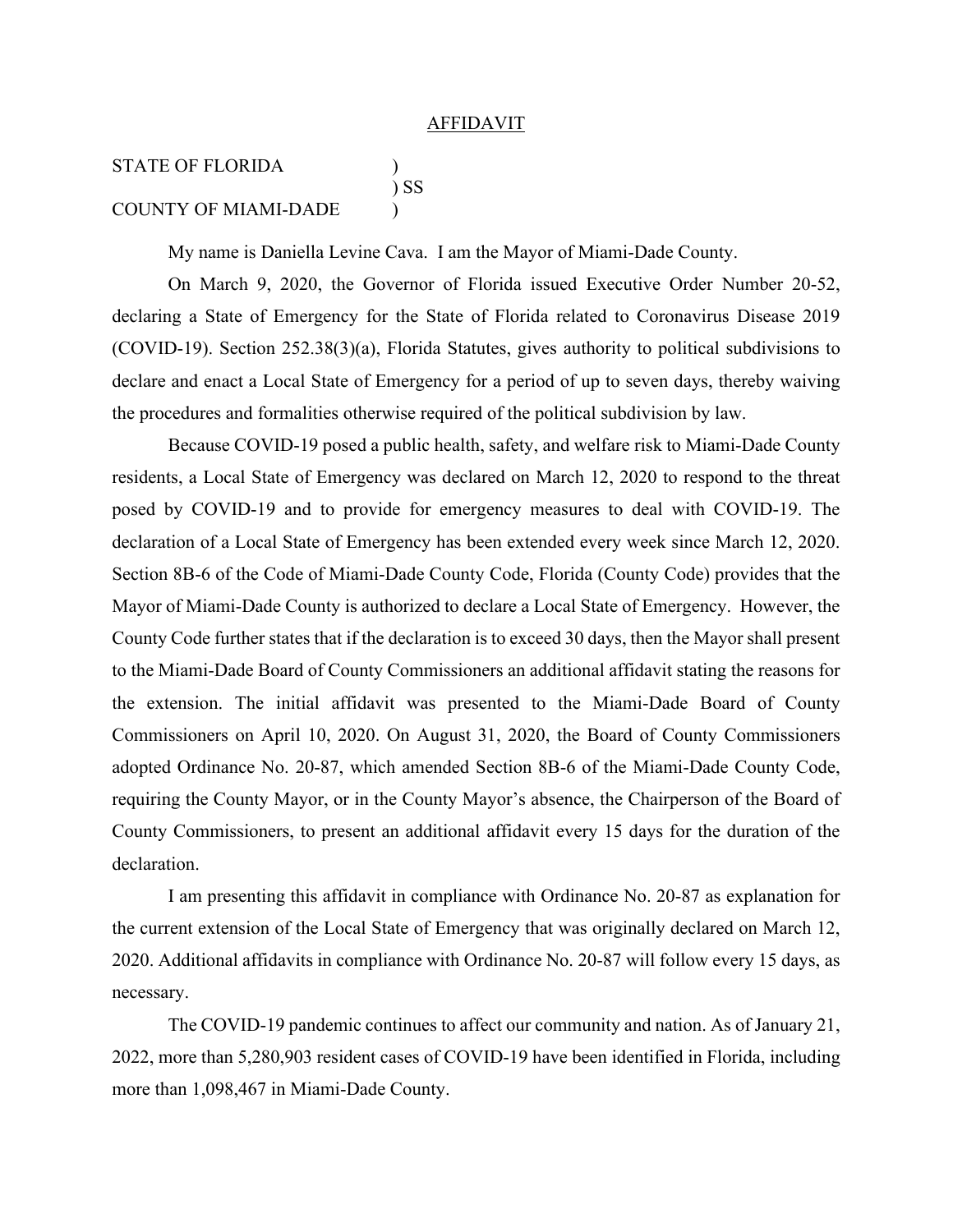# AFFIDAVIT

STATE OF FLORIDA )
) SS
COUNTY OF MIAMI-DADE )

My name is Daniella Levine Cava. I am the Mayor of Miami-Dade County.

On March 9, 2020, the Governor of Florida issued Executive Order Number 20-52, declaring a State of Emergency for the State of Florida related to Coronavirus Disease 2019 (COVID-19). Section 252.38(3)(a), Florida Statutes, gives authority to political subdivisions to declare and enact a Local State of Emergency for a period of up to seven days, thereby waiving the procedures and formalities otherwise required of the political subdivision by law.

Because COVID-19 posed a public health, safety, and welfare risk to Miami-Dade County residents, a Local State of Emergency was declared on March 12, 2020 to respond to the threat posed by COVID-19 and to provide for emergency measures to deal with COVID-19. The declaration of a Local State of Emergency has been extended every week since March 12, 2020. Section 8B-6 of the Code of Miami-Dade County Code, Florida (County Code) provides that the Mayor of Miami-Dade County is authorized to declare a Local State of Emergency. However, the County Code further states that if the declaration is to exceed 30 days, then the Mayor shall present to the Miami-Dade Board of County Commissioners an additional affidavit stating the reasons for the extension. The initial affidavit was presented to the Miami-Dade Board of County Commissioners on April 10, 2020. On August 31, 2020, the Board of County Commissioners adopted Ordinance No. 20-87, which amended Section 8B-6 of the Miami-Dade County Code, requiring the County Mayor, or in the County Mayor's absence, the Chairperson of the Board of County Commissioners, to present an additional affidavit every 15 days for the duration of the declaration.

I am presenting this affidavit in compliance with Ordinance No. 20-87 as explanation for the current extension of the Local State of Emergency that was originally declared on March 12, 2020. Additional affidavits in compliance with Ordinance No. 20-87 will follow every 15 days, as necessary.

The COVID-19 pandemic continues to affect our community and nation. As of January 21, 2022, more than 5,280,903 resident cases of COVID-19 have been identified in Florida, including more than 1,098,467 in Miami-Dade County.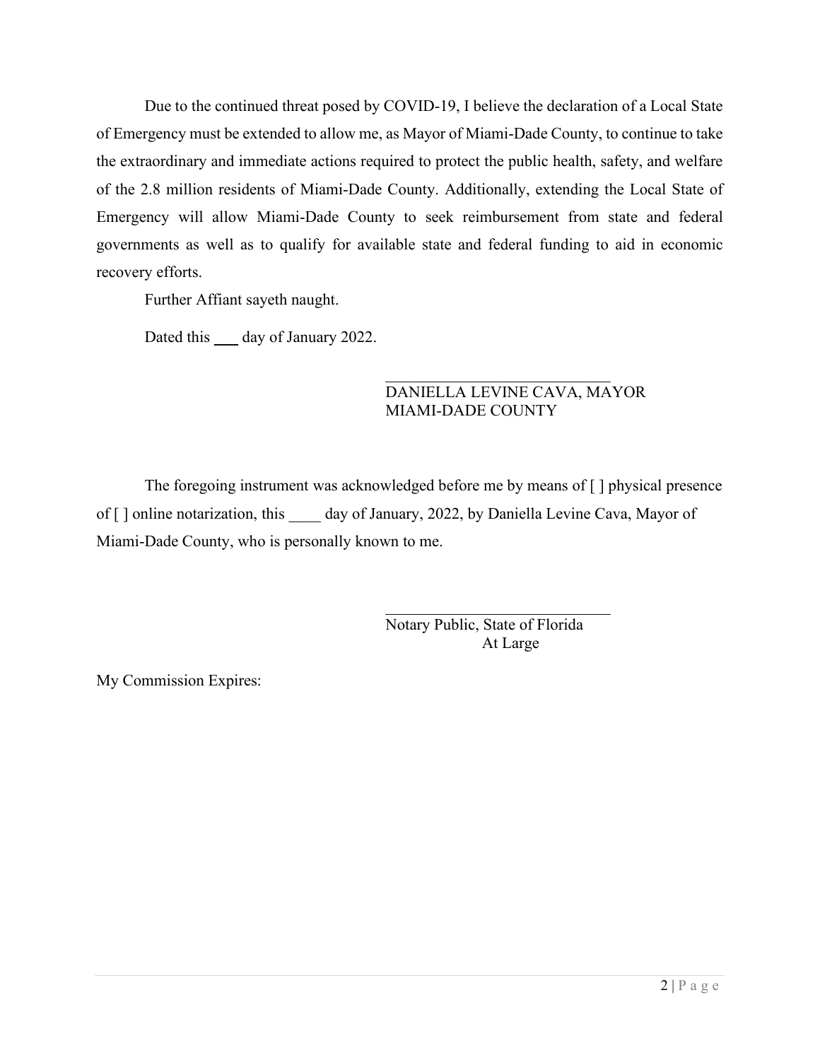Due to the continued threat posed by COVID-19, I believe the declaration of a Local State of Emergency must be extended to allow me, as Mayor of Miami-Dade County, to continue to take the extraordinary and immediate actions required to protect the public health, safety, and welfare of the 2.8 million residents of Miami-Dade County. Additionally, extending the Local State of Emergency will allow Miami-Dade County to seek reimbursement from state and federal governments as well as to qualify for available state and federal funding to aid in economic recovery efforts.

Further Affiant sayeth naught.

Dated this ___ day of January 2022.

_____________________________
DANIELLA LEVINE CAVA, MAYOR
MIAMI-DADE COUNTY

The foregoing instrument was acknowledged before me by means of [ ] physical presence of [ ] online notarization, this ____ day of January, 2022, by Daniella Levine Cava, Mayor of Miami-Dade County, who is personally known to me.

_____________________________
Notary Public, State of Florida
At Large

My Commission Expires: